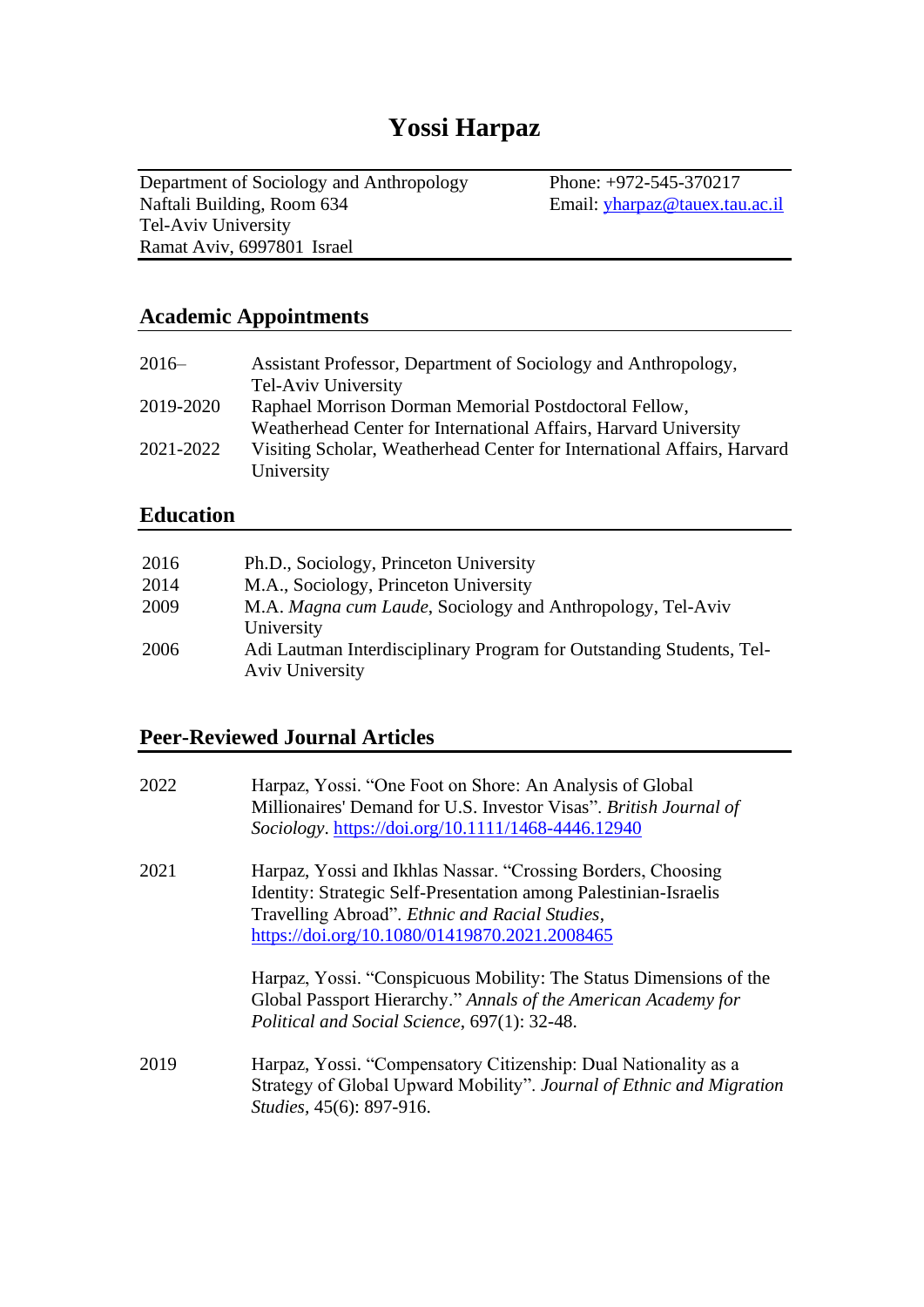# Yossi Harpaz

Department of Sociology and Anthropology
Naftali Building, Room 634
Tel-Aviv University
Ramat Aviv, 6997801 Israel

Phone: +972-545-370217
Email: yharpaz@tauex.tau.ac.il

## Academic Appointments

| | |
|---|---|
| 2016– | Assistant Professor, Department of Sociology and Anthropology, Tel-Aviv University |
| 2019-2020 | Raphael Morrison Dorman Memorial Postdoctoral Fellow, Weatherhead Center for International Affairs, Harvard University |
| 2021-2022 | Visiting Scholar, Weatherhead Center for International Affairs, Harvard University |

## Education

| | |
|---|---|
| 2016 | Ph.D., Sociology, Princeton University |
| 2014 | M.A., Sociology, Princeton University |
| 2009 | M.A. *Magna cum Laude*, Sociology and Anthropology, Tel-Aviv University |
| 2006 | Adi Lautman Interdisciplinary Program for Outstanding Students, Tel-Aviv University |

## Peer-Reviewed Journal Articles

2022

Harpaz, Yossi. "One Foot on Shore: An Analysis of Global Millionaires' Demand for U.S. Investor Visas". *British Journal of Sociology*. https://doi.org/10.1111/1468-4446.12940

2021

Harpaz, Yossi and Ikhlas Nassar. "Crossing Borders, Choosing Identity: Strategic Self-Presentation among Palestinian-Israelis Travelling Abroad". *Ethnic and Racial Studies*, https://doi.org/10.1080/01419870.2021.2008465

Harpaz, Yossi. "Conspicuous Mobility: The Status Dimensions of the Global Passport Hierarchy." *Annals of the American Academy for Political and Social Science*, 697(1): 32-48.

2019

Harpaz, Yossi. "Compensatory Citizenship: Dual Nationality as a Strategy of Global Upward Mobility". *Journal of Ethnic and Migration Studies*, 45(6): 897-916.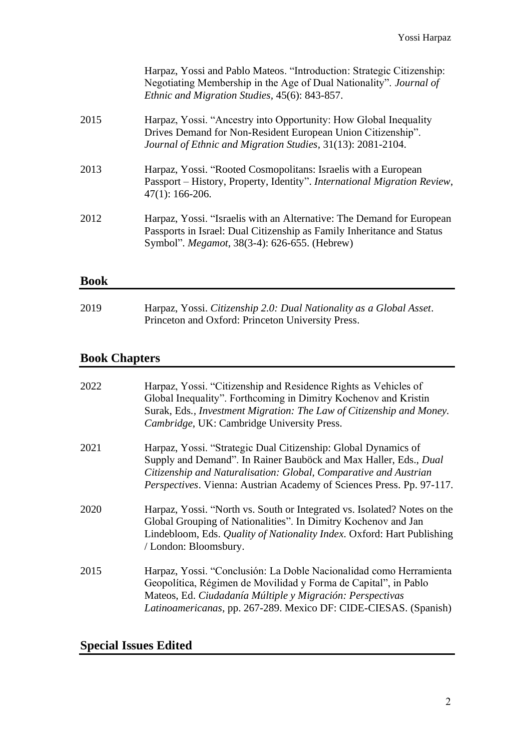Harpaz, Yossi and Pablo Mateos. "Introduction: Strategic Citizenship: Negotiating Membership in the Age of Dual Nationality". *Journal of Ethnic and Migration Studies*, 45(6): 843-857.

2015 Harpaz, Yossi. "Ancestry into Opportunity: How Global Inequality Drives Demand for Non-Resident European Union Citizenship". *Journal of Ethnic and Migration Studies*, 31(13): 2081-2104.

2013 Harpaz, Yossi. "Rooted Cosmopolitans: Israelis with a European Passport – History, Property, Identity". *International Migration Review*, 47(1): 166-206.

2012 Harpaz, Yossi. "Israelis with an Alternative: The Demand for European Passports in Israel: Dual Citizenship as Family Inheritance and Status Symbol". *Megamot*, 38(3-4): 626-655. (Hebrew)

## Book

2019 Harpaz, Yossi. *Citizenship 2.0: Dual Nationality as a Global Asset*. Princeton and Oxford: Princeton University Press.

## Book Chapters

2022 Harpaz, Yossi. "Citizenship and Residence Rights as Vehicles of Global Inequality". Forthcoming in Dimitry Kochenov and Kristin Surak, Eds., *Investment Migration: The Law of Citizenship and Money. Cambridge*, UK: Cambridge University Press.

2021 Harpaz, Yossi. "Strategic Dual Citizenship: Global Dynamics of Supply and Demand". In Rainer Bauböck and Max Haller, Eds., *Dual Citizenship and Naturalisation: Global, Comparative and Austrian Perspectives*. Vienna: Austrian Academy of Sciences Press. Pp. 97-117.

2020 Harpaz, Yossi. "North vs. South or Integrated vs. Isolated? Notes on the Global Grouping of Nationalities". In Dimitry Kochenov and Jan Lindebloom, Eds. *Quality of Nationality Index*. Oxford: Hart Publishing / London: Bloomsbury.

2015 Harpaz, Yossi. "Conclusión: La Doble Nacionalidad como Herramienta Geopolítica, Régimen de Movilidad y Forma de Capital", in Pablo Mateos, Ed. *Ciudadanía Múltiple y Migración: Perspectivas Latinoamericanas*, pp. 267-289. Mexico DF: CIDE-CIESAS. (Spanish)

## Special Issues Edited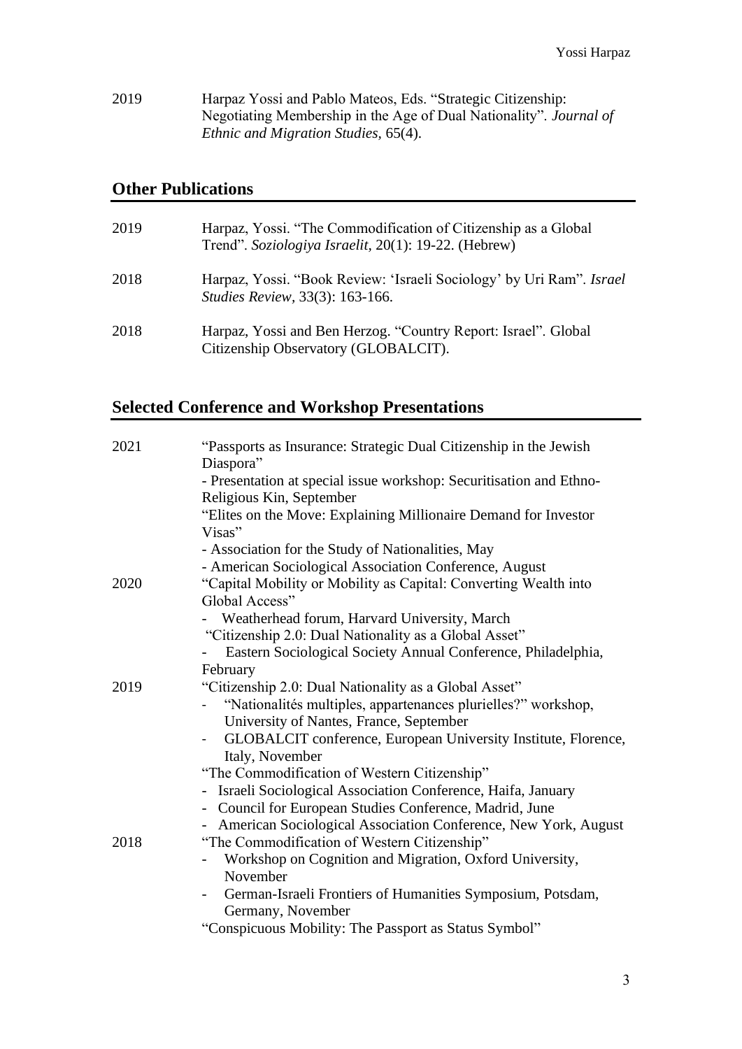2019 Harpaz Yossi and Pablo Mateos, Eds. "Strategic Citizenship: Negotiating Membership in the Age of Dual Nationality". *Journal of Ethnic and Migration Studies*, 65(4).

## Other Publications

2019 Harpaz, Yossi. "The Commodification of Citizenship as a Global Trend". *Soziologiya Israelit*, 20(1): 19-22. (Hebrew)

2018 Harpaz, Yossi. "Book Review: 'Israeli Sociology' by Uri Ram". *Israel Studies Review*, 33(3): 163-166.

2018 Harpaz, Yossi and Ben Herzog. "Country Report: Israel". Global Citizenship Observatory (GLOBALCIT).

## Selected Conference and Workshop Presentations

**2021**

"Passports as Insurance: Strategic Dual Citizenship in the Jewish Diaspora"
- Presentation at special issue workshop: Securitisation and Ethno-Religious Kin, September

"Elites on the Move: Explaining Millionaire Demand for Investor Visas"
- Association for the Study of Nationalities, May
- American Sociological Association Conference, August

**2020**

"Capital Mobility or Mobility as Capital: Converting Wealth into Global Access"
- Weatherhead forum, Harvard University, March

"Citizenship 2.0: Dual Nationality as a Global Asset"
- Eastern Sociological Society Annual Conference, Philadelphia, February

**2019**

"Citizenship 2.0: Dual Nationality as a Global Asset"
- "Nationalités multiples, appartenances plurielles?" workshop, University of Nantes, France, September
- GLOBALCIT conference, European University Institute, Florence, Italy, November

"The Commodification of Western Citizenship"
- Israeli Sociological Association Conference, Haifa, January
- Council for European Studies Conference, Madrid, June
- American Sociological Association Conference, New York, August

**2018**

"The Commodification of Western Citizenship"
- Workshop on Cognition and Migration, Oxford University, November
- German-Israeli Frontiers of Humanities Symposium, Potsdam, Germany, November

"Conspicuous Mobility: The Passport as Status Symbol"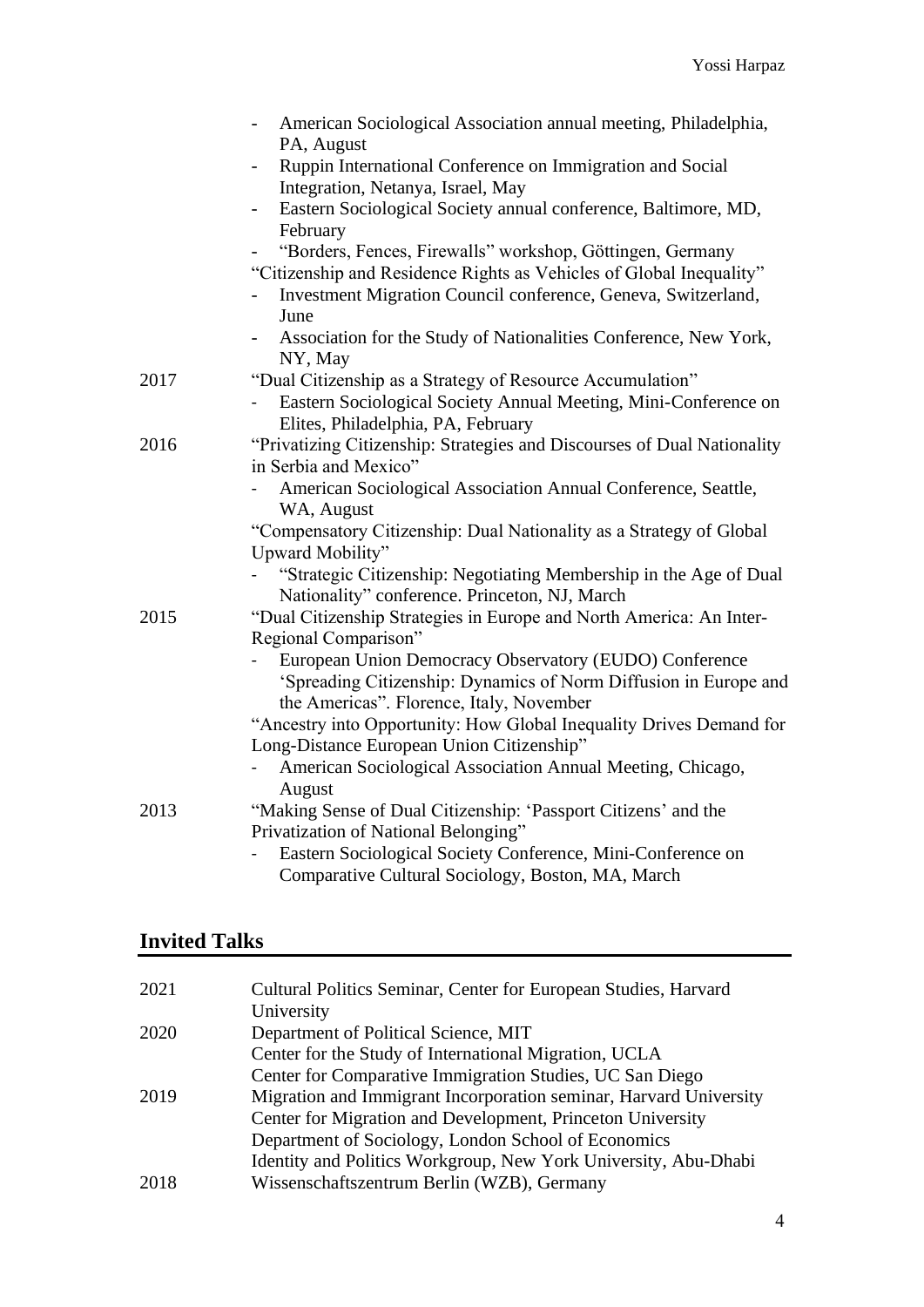- American Sociological Association annual meeting, Philadelphia, PA, August
- Ruppin International Conference on Immigration and Social Integration, Netanya, Israel, May
- Eastern Sociological Society annual conference, Baltimore, MD, February
- "Borders, Fences, Firewalls" workshop, Göttingen, Germany

"Citizenship and Residence Rights as Vehicles of Global Inequality"

- Investment Migration Council conference, Geneva, Switzerland, June
- Association for the Study of Nationalities Conference, New York, NY, May

2017 "Dual Citizenship as a Strategy of Resource Accumulation"

- Eastern Sociological Society Annual Meeting, Mini-Conference on Elites, Philadelphia, PA, February

2016 "Privatizing Citizenship: Strategies and Discourses of Dual Nationality in Serbia and Mexico"

- American Sociological Association Annual Conference, Seattle, WA, August

"Compensatory Citizenship: Dual Nationality as a Strategy of Global Upward Mobility"

- "Strategic Citizenship: Negotiating Membership in the Age of Dual Nationality" conference. Princeton, NJ, March

2015 "Dual Citizenship Strategies in Europe and North America: An Inter-Regional Comparison"

- European Union Democracy Observatory (EUDO) Conference 'Spreading Citizenship: Dynamics of Norm Diffusion in Europe and the Americas". Florence, Italy, November

"Ancestry into Opportunity: How Global Inequality Drives Demand for Long-Distance European Union Citizenship"

- American Sociological Association Annual Meeting, Chicago, August

2013 "Making Sense of Dual Citizenship: 'Passport Citizens' and the Privatization of National Belonging"

- Eastern Sociological Society Conference, Mini-Conference on Comparative Cultural Sociology, Boston, MA, March

## Invited Talks

| | |
|---|---|
| 2021 | Cultural Politics Seminar, Center for European Studies, Harvard University |
| 2020 | Department of Political Science, MIT |
| | Center for the Study of International Migration, UCLA |
| | Center for Comparative Immigration Studies, UC San Diego |
| 2019 | Migration and Immigrant Incorporation seminar, Harvard University |
| | Center for Migration and Development, Princeton University |
| | Department of Sociology, London School of Economics |
| | Identity and Politics Workgroup, New York University, Abu-Dhabi |
| 2018 | Wissenschaftszentrum Berlin (WZB), Germany |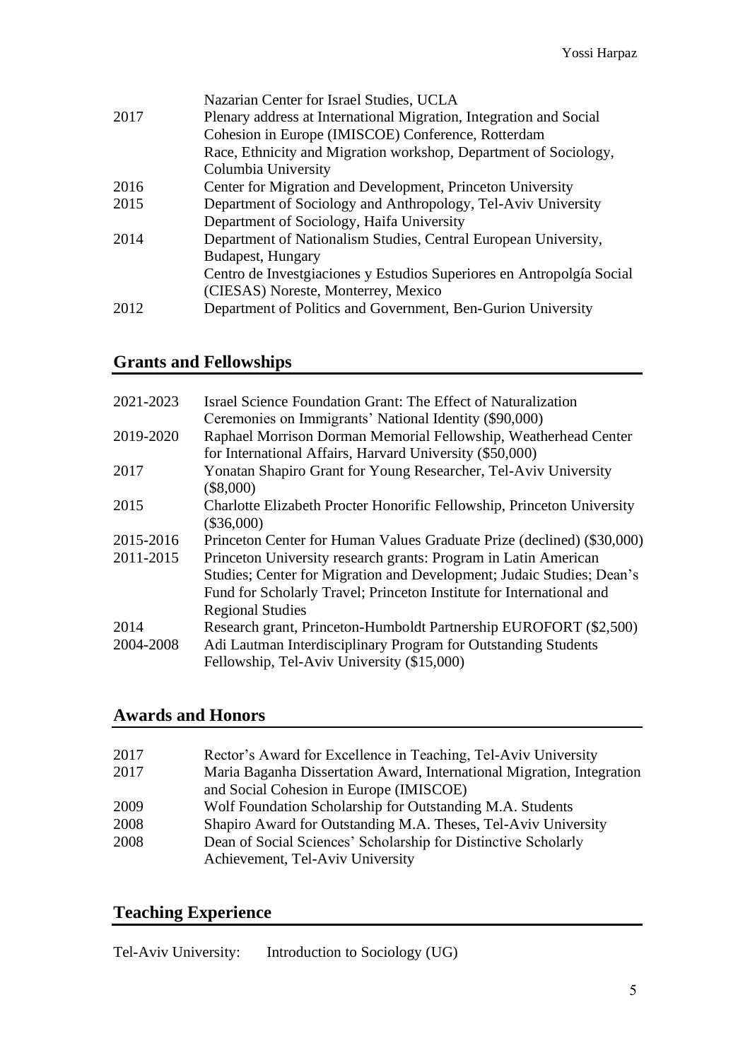| | |
|---|---|
| | Nazarian Center for Israel Studies, UCLA |
| 2017 | Plenary address at International Migration, Integration and Social Cohesion in Europe (IMISCOE) Conference, Rotterdam |
| | Race, Ethnicity and Migration workshop, Department of Sociology, Columbia University |
| 2016 | Center for Migration and Development, Princeton University |
| 2015 | Department of Sociology and Anthropology, Tel-Aviv University |
| | Department of Sociology, Haifa University |
| 2014 | Department of Nationalism Studies, Central European University, Budapest, Hungary |
| | Centro de Investgiaciones y Estudios Superiores en Antropolgía Social (CIESAS) Noreste, Monterrey, Mexico |
| 2012 | Department of Politics and Government, Ben-Gurion University |

## Grants and Fellowships

| | |
|---|---|
| 2021-2023 | Israel Science Foundation Grant: The Effect of Naturalization Ceremonies on Immigrants' National Identity ($90,000) |
| 2019-2020 | Raphael Morrison Dorman Memorial Fellowship, Weatherhead Center for International Affairs, Harvard University ($50,000) |
| 2017 | Yonatan Shapiro Grant for Young Researcher, Tel-Aviv University ($8,000) |
| 2015 | Charlotte Elizabeth Procter Honorific Fellowship, Princeton University ($36,000) |
| 2015-2016 | Princeton Center for Human Values Graduate Prize (declined) ($30,000) |
| 2011-2015 | Princeton University research grants: Program in Latin American Studies; Center for Migration and Development; Judaic Studies; Dean's Fund for Scholarly Travel; Princeton Institute for International and Regional Studies |
| 2014 | Research grant, Princeton-Humboldt Partnership EUROFORT ($2,500) |
| 2004-2008 | Adi Lautman Interdisciplinary Program for Outstanding Students Fellowship, Tel-Aviv University ($15,000) |

## Awards and Honors

| | |
|---|---|
| 2017 | Rector's Award for Excellence in Teaching, Tel-Aviv University |
| 2017 | Maria Baganha Dissertation Award, International Migration, Integration and Social Cohesion in Europe (IMISCOE) |
| 2009 | Wolf Foundation Scholarship for Outstanding M.A. Students |
| 2008 | Shapiro Award for Outstanding M.A. Theses, Tel-Aviv University |
| 2008 | Dean of Social Sciences' Scholarship for Distinctive Scholarly Achievement, Tel-Aviv University |

## Teaching Experience

Tel-Aviv University: Introduction to Sociology (UG)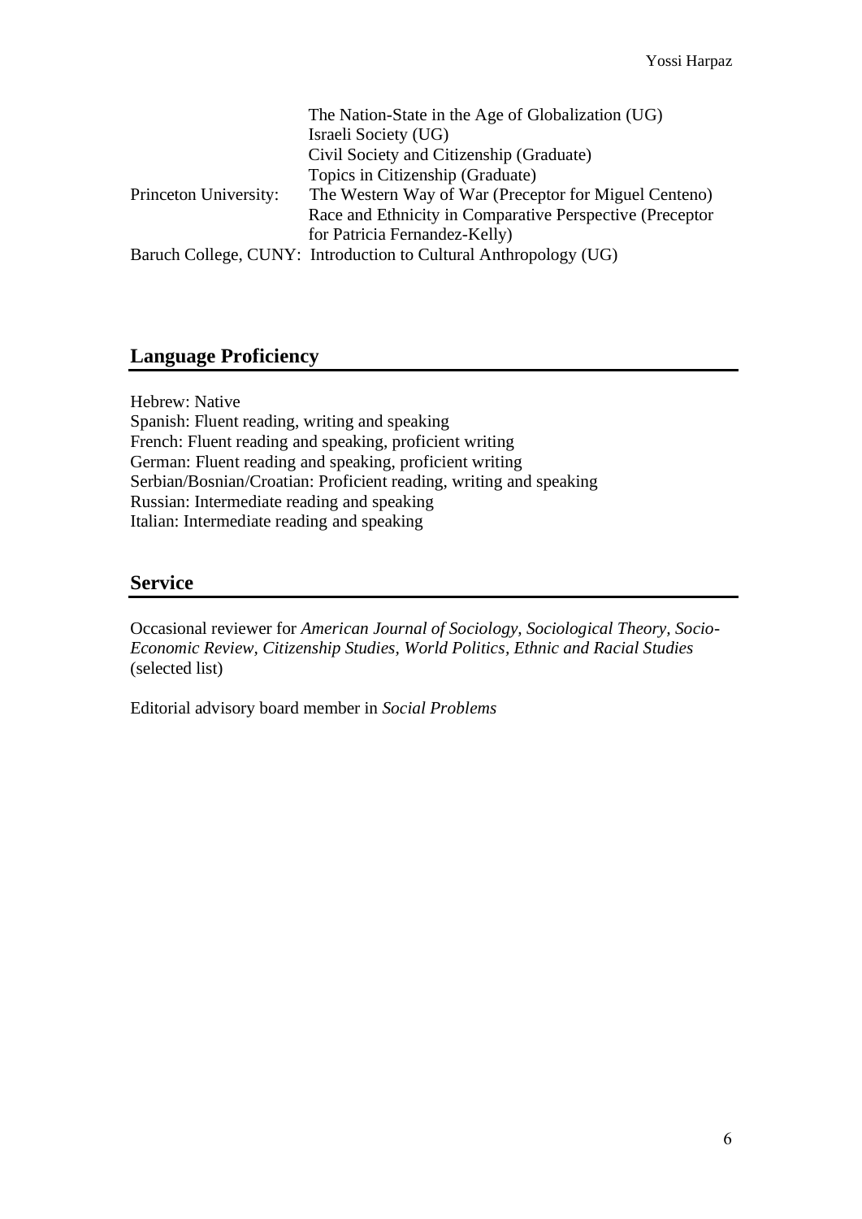The Nation-State in the Age of Globalization (UG)
Israeli Society (UG)
Civil Society and Citizenship (Graduate)
Topics in Citizenship (Graduate)

Princeton University: The Western Way of War (Preceptor for Miguel Centeno)
Race and Ethnicity in Comparative Perspective (Preceptor for Patricia Fernandez-Kelly)

Baruch College, CUNY: Introduction to Cultural Anthropology (UG)

## Language Proficiency

Hebrew: Native
Spanish: Fluent reading, writing and speaking
French: Fluent reading and speaking, proficient writing
German: Fluent reading and speaking, proficient writing
Serbian/Bosnian/Croatian: Proficient reading, writing and speaking
Russian: Intermediate reading and speaking
Italian: Intermediate reading and speaking

## Service

Occasional reviewer for *American Journal of Sociology, Sociological Theory, Socio-Economic Review, Citizenship Studies, World Politics, Ethnic and Racial Studies* (selected list)

Editorial advisory board member in *Social Problems*